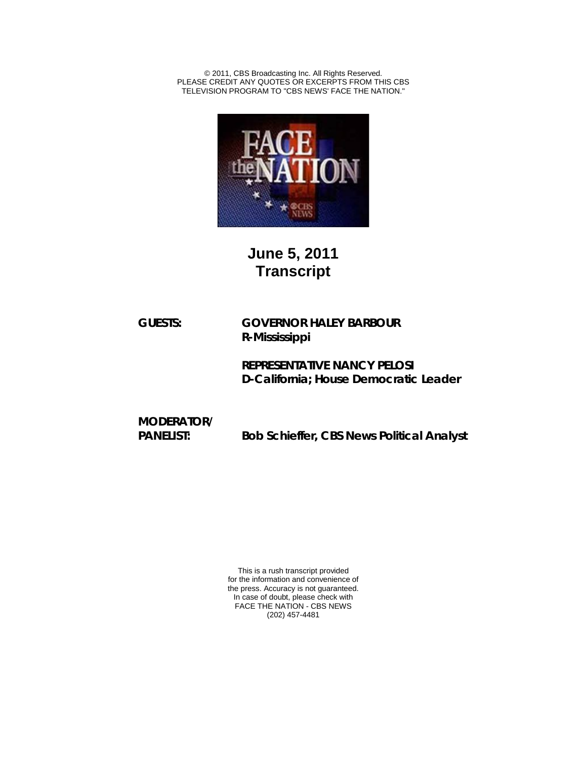© 2011, CBS Broadcasting Inc. All Rights Reserved.
PLEASE CREDIT ANY QUOTES OR EXCERPTS FROM THIS CBS
TELEVISION PROGRAM TO "CBS NEWS' FACE THE NATION."

# June 5, 2011
# Transcript

**GUESTS:** **GOVERNOR HALEY BARBOUR**
**R-Mississippi**

**REPRESENTATIVE NANCY PELOSI**
**D-California; House Democratic Leader**

**MODERATOR/**
**PANELIST:** **Bob Schieffer, CBS News Political Analyst**

This is a rush transcript provided
for the information and convenience of
the press. Accuracy is not guaranteed.
In case of doubt, please check with
FACE THE NATION - CBS NEWS
(202) 457-4481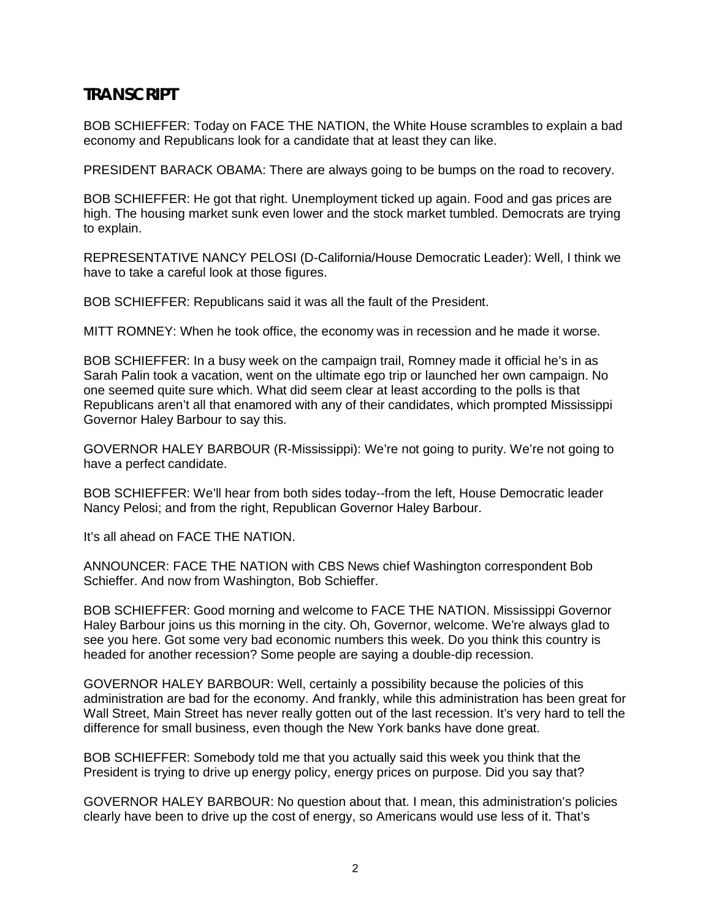## TRANSCRIPT

BOB SCHIEFFER: Today on FACE THE NATION, the White House scrambles to explain a bad economy and Republicans look for a candidate that at least they can like.

PRESIDENT BARACK OBAMA: There are always going to be bumps on the road to recovery.

BOB SCHIEFFER: He got that right. Unemployment ticked up again. Food and gas prices are high. The housing market sunk even lower and the stock market tumbled. Democrats are trying to explain.

REPRESENTATIVE NANCY PELOSI (D-California/House Democratic Leader): Well, I think we have to take a careful look at those figures.

BOB SCHIEFFER: Republicans said it was all the fault of the President.

MITT ROMNEY: When he took office, the economy was in recession and he made it worse.

BOB SCHIEFFER: In a busy week on the campaign trail, Romney made it official he's in as Sarah Palin took a vacation, went on the ultimate ego trip or launched her own campaign. No one seemed quite sure which. What did seem clear at least according to the polls is that Republicans aren't all that enamored with any of their candidates, which prompted Mississippi Governor Haley Barbour to say this.

GOVERNOR HALEY BARBOUR (R-Mississippi): We're not going to purity. We're not going to have a perfect candidate.

BOB SCHIEFFER: We'll hear from both sides today--from the left, House Democratic leader Nancy Pelosi; and from the right, Republican Governor Haley Barbour.

It's all ahead on FACE THE NATION.

ANNOUNCER: FACE THE NATION with CBS News chief Washington correspondent Bob Schieffer. And now from Washington, Bob Schieffer.

BOB SCHIEFFER: Good morning and welcome to FACE THE NATION. Mississippi Governor Haley Barbour joins us this morning in the city. Oh, Governor, welcome. We're always glad to see you here. Got some very bad economic numbers this week. Do you think this country is headed for another recession? Some people are saying a double-dip recession.

GOVERNOR HALEY BARBOUR: Well, certainly a possibility because the policies of this administration are bad for the economy. And frankly, while this administration has been great for Wall Street, Main Street has never really gotten out of the last recession. It's very hard to tell the difference for small business, even though the New York banks have done great.

BOB SCHIEFFER: Somebody told me that you actually said this week you think that the President is trying to drive up energy policy, energy prices on purpose. Did you say that?

GOVERNOR HALEY BARBOUR: No question about that. I mean, this administration's policies clearly have been to drive up the cost of energy, so Americans would use less of it. That's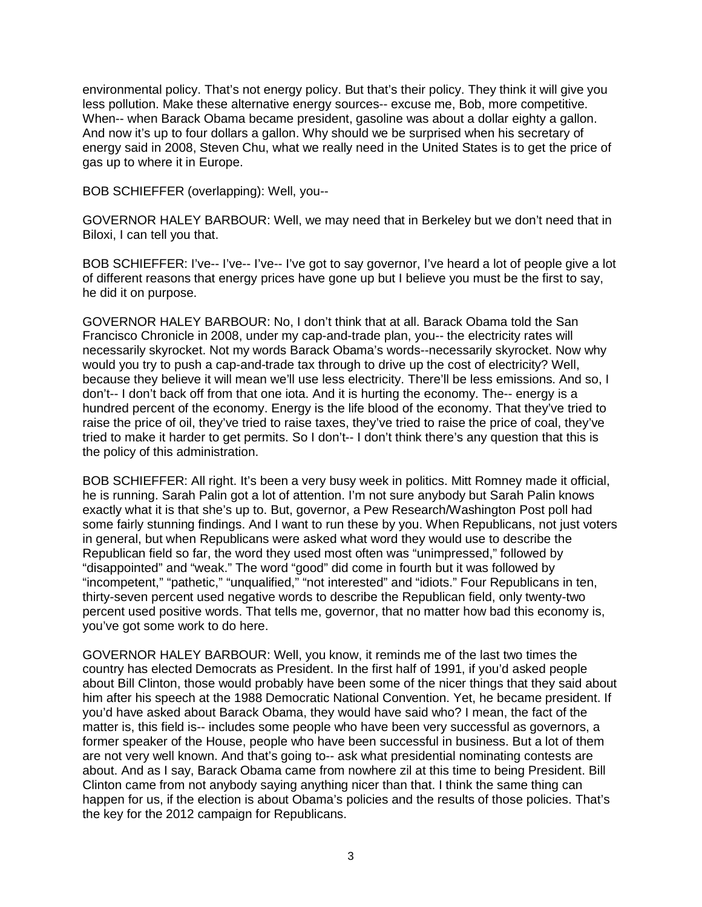environmental policy. That's not energy policy. But that's their policy. They think it will give you less pollution. Make these alternative energy sources-- excuse me, Bob, more competitive. When-- when Barack Obama became president, gasoline was about a dollar eighty a gallon. And now it's up to four dollars a gallon. Why should we be surprised when his secretary of energy said in 2008, Steven Chu, what we really need in the United States is to get the price of gas up to where it in Europe.

BOB SCHIEFFER (overlapping): Well, you--

GOVERNOR HALEY BARBOUR: Well, we may need that in Berkeley but we don't need that in Biloxi, I can tell you that.

BOB SCHIEFFER: I've-- I've-- I've-- I've got to say governor, I've heard a lot of people give a lot of different reasons that energy prices have gone up but I believe you must be the first to say, he did it on purpose.

GOVERNOR HALEY BARBOUR: No, I don't think that at all. Barack Obama told the San Francisco Chronicle in 2008, under my cap-and-trade plan, you-- the electricity rates will necessarily skyrocket. Not my words Barack Obama's words--necessarily skyrocket. Now why would you try to push a cap-and-trade tax through to drive up the cost of electricity? Well, because they believe it will mean we'll use less electricity. There'll be less emissions. And so, I don't-- I don't back off from that one iota. And it is hurting the economy. The-- energy is a hundred percent of the economy. Energy is the life blood of the economy. That they've tried to raise the price of oil, they've tried to raise taxes, they've tried to raise the price of coal, they've tried to make it harder to get permits. So I don't-- I don't think there's any question that this is the policy of this administration.

BOB SCHIEFFER: All right. It's been a very busy week in politics. Mitt Romney made it official, he is running. Sarah Palin got a lot of attention. I'm not sure anybody but Sarah Palin knows exactly what it is that she's up to. But, governor, a Pew Research/Washington Post poll had some fairly stunning findings. And I want to run these by you. When Republicans, not just voters in general, but when Republicans were asked what word they would use to describe the Republican field so far, the word they used most often was "unimpressed," followed by "disappointed" and "weak." The word "good" did come in fourth but it was followed by "incompetent," "pathetic," "unqualified," "not interested" and "idiots." Four Republicans in ten, thirty-seven percent used negative words to describe the Republican field, only twenty-two percent used positive words. That tells me, governor, that no matter how bad this economy is, you've got some work to do here.

GOVERNOR HALEY BARBOUR: Well, you know, it reminds me of the last two times the country has elected Democrats as President. In the first half of 1991, if you'd asked people about Bill Clinton, those would probably have been some of the nicer things that they said about him after his speech at the 1988 Democratic National Convention. Yet, he became president. If you'd have asked about Barack Obama, they would have said who? I mean, the fact of the matter is, this field is-- includes some people who have been very successful as governors, a former speaker of the House, people who have been successful in business. But a lot of them are not very well known. And that's going to-- ask what presidential nominating contests are about. And as I say, Barack Obama came from nowhere zil at this time to being President. Bill Clinton came from not anybody saying anything nicer than that. I think the same thing can happen for us, if the election is about Obama's policies and the results of those policies. That's the key for the 2012 campaign for Republicans.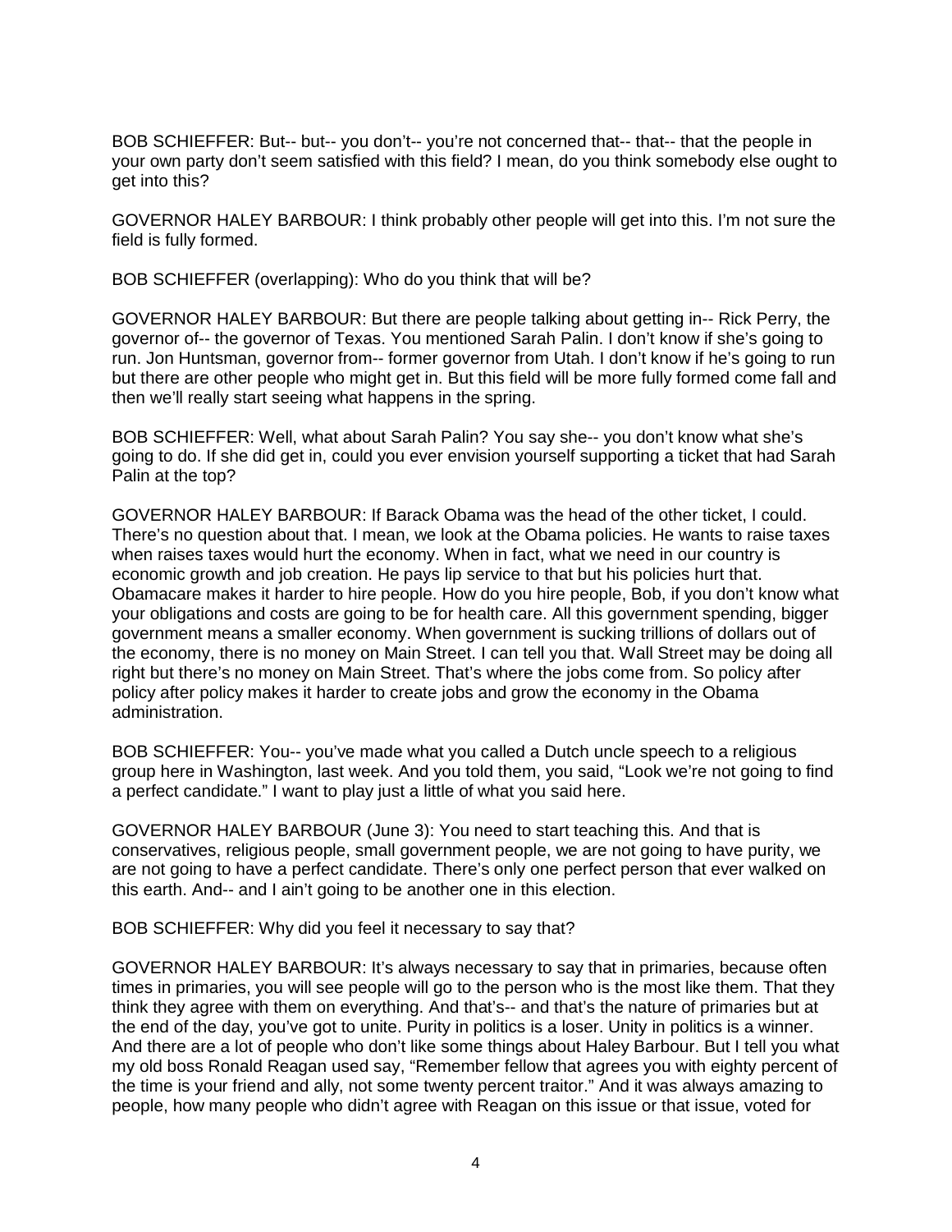BOB SCHIEFFER: But-- but-- you don't-- you're not concerned that-- that-- that the people in your own party don't seem satisfied with this field? I mean, do you think somebody else ought to get into this?

GOVERNOR HALEY BARBOUR: I think probably other people will get into this. I'm not sure the field is fully formed.

BOB SCHIEFFER (overlapping): Who do you think that will be?

GOVERNOR HALEY BARBOUR: But there are people talking about getting in-- Rick Perry, the governor of-- the governor of Texas. You mentioned Sarah Palin. I don't know if she's going to run. Jon Huntsman, governor from-- former governor from Utah. I don't know if he's going to run but there are other people who might get in. But this field will be more fully formed come fall and then we'll really start seeing what happens in the spring.

BOB SCHIEFFER: Well, what about Sarah Palin? You say she-- you don't know what she's going to do. If she did get in, could you ever envision yourself supporting a ticket that had Sarah Palin at the top?

GOVERNOR HALEY BARBOUR: If Barack Obama was the head of the other ticket, I could. There's no question about that. I mean, we look at the Obama policies. He wants to raise taxes when raises taxes would hurt the economy. When in fact, what we need in our country is economic growth and job creation. He pays lip service to that but his policies hurt that. Obamacare makes it harder to hire people. How do you hire people, Bob, if you don't know what your obligations and costs are going to be for health care. All this government spending, bigger government means a smaller economy. When government is sucking trillions of dollars out of the economy, there is no money on Main Street. I can tell you that. Wall Street may be doing all right but there's no money on Main Street. That's where the jobs come from. So policy after policy makes it harder to create jobs and grow the economy in the Obama administration.

BOB SCHIEFFER: You-- you've made what you called a Dutch uncle speech to a religious group here in Washington, last week. And you told them, you said, "Look we're not going to find a perfect candidate." I want to play just a little of what you said here.

GOVERNOR HALEY BARBOUR (June 3): You need to start teaching this. And that is conservatives, religious people, small government people, we are not going to have purity, we are not going to have a perfect candidate. There's only one perfect person that ever walked on this earth. And-- and I ain't going to be another one in this election.

BOB SCHIEFFER: Why did you feel it necessary to say that?

GOVERNOR HALEY BARBOUR: It's always necessary to say that in primaries, because often times in primaries, you will see people will go to the person who is the most like them. That they think they agree with them on everything. And that's-- and that's the nature of primaries but at the end of the day, you've got to unite. Purity in politics is a loser. Unity in politics is a winner. And there are a lot of people who don't like some things about Haley Barbour. But I tell you what my old boss Ronald Reagan used say, "Remember fellow that agrees you with eighty percent of the time is your friend and ally, not some twenty percent traitor." And it was always amazing to people, how many people who didn't agree with Reagan on this issue or that issue, voted for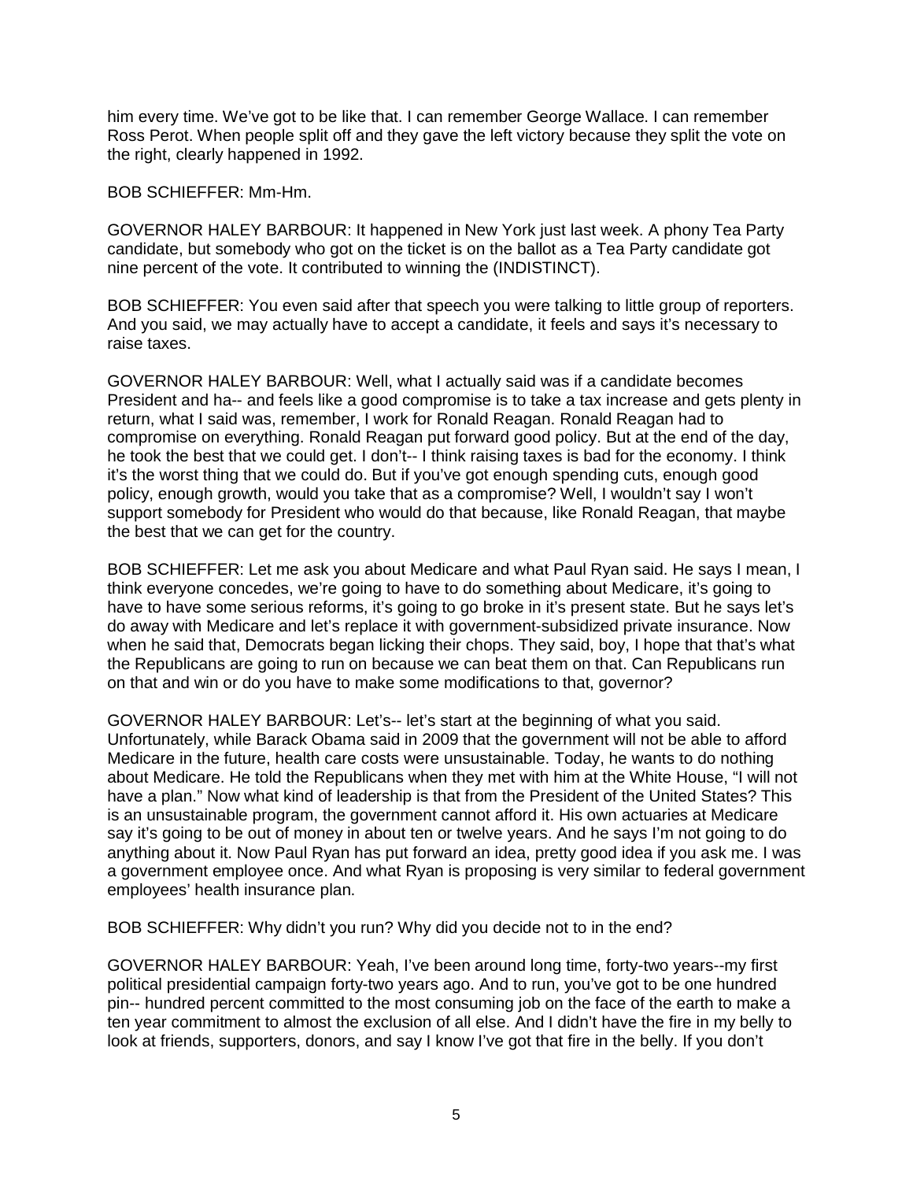him every time. We've got to be like that. I can remember George Wallace. I can remember Ross Perot. When people split off and they gave the left victory because they split the vote on the right, clearly happened in 1992.

BOB SCHIEFFER: Mm-Hm.

GOVERNOR HALEY BARBOUR: It happened in New York just last week. A phony Tea Party candidate, but somebody who got on the ticket is on the ballot as a Tea Party candidate got nine percent of the vote. It contributed to winning the (INDISTINCT).

BOB SCHIEFFER: You even said after that speech you were talking to little group of reporters. And you said, we may actually have to accept a candidate, it feels and says it's necessary to raise taxes.

GOVERNOR HALEY BARBOUR: Well, what I actually said was if a candidate becomes President and ha-- and feels like a good compromise is to take a tax increase and gets plenty in return, what I said was, remember, I work for Ronald Reagan. Ronald Reagan had to compromise on everything. Ronald Reagan put forward good policy. But at the end of the day, he took the best that we could get. I don't-- I think raising taxes is bad for the economy. I think it's the worst thing that we could do. But if you've got enough spending cuts, enough good policy, enough growth, would you take that as a compromise? Well, I wouldn't say I won't support somebody for President who would do that because, like Ronald Reagan, that maybe the best that we can get for the country.

BOB SCHIEFFER: Let me ask you about Medicare and what Paul Ryan said. He says I mean, I think everyone concedes, we're going to have to do something about Medicare, it's going to have to have some serious reforms, it's going to go broke in it's present state. But he says let's do away with Medicare and let's replace it with government-subsidized private insurance. Now when he said that, Democrats began licking their chops. They said, boy, I hope that that's what the Republicans are going to run on because we can beat them on that. Can Republicans run on that and win or do you have to make some modifications to that, governor?

GOVERNOR HALEY BARBOUR: Let's-- let's start at the beginning of what you said. Unfortunately, while Barack Obama said in 2009 that the government will not be able to afford Medicare in the future, health care costs were unsustainable. Today, he wants to do nothing about Medicare. He told the Republicans when they met with him at the White House, "I will not have a plan." Now what kind of leadership is that from the President of the United States? This is an unsustainable program, the government cannot afford it. His own actuaries at Medicare say it's going to be out of money in about ten or twelve years. And he says I'm not going to do anything about it. Now Paul Ryan has put forward an idea, pretty good idea if you ask me. I was a government employee once. And what Ryan is proposing is very similar to federal government employees' health insurance plan.

BOB SCHIEFFER: Why didn't you run? Why did you decide not to in the end?

GOVERNOR HALEY BARBOUR: Yeah, I've been around long time, forty-two years--my first political presidential campaign forty-two years ago. And to run, you've got to be one hundred pin-- hundred percent committed to the most consuming job on the face of the earth to make a ten year commitment to almost the exclusion of all else. And I didn't have the fire in my belly to look at friends, supporters, donors, and say I know I've got that fire in the belly. If you don't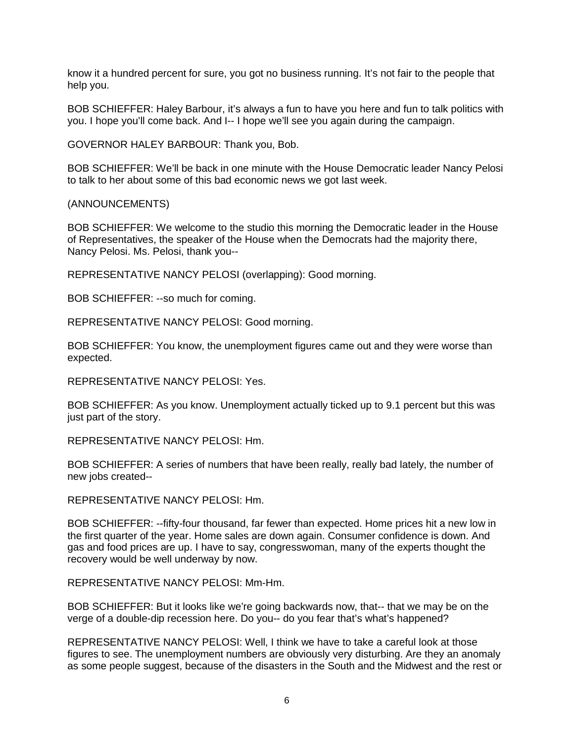know it a hundred percent for sure, you got no business running. It's not fair to the people that help you.

BOB SCHIEFFER: Haley Barbour, it's always a fun to have you here and fun to talk politics with you. I hope you'll come back. And I-- I hope we'll see you again during the campaign.

GOVERNOR HALEY BARBOUR: Thank you, Bob.

BOB SCHIEFFER: We'll be back in one minute with the House Democratic leader Nancy Pelosi to talk to her about some of this bad economic news we got last week.

(ANNOUNCEMENTS)

BOB SCHIEFFER: We welcome to the studio this morning the Democratic leader in the House of Representatives, the speaker of the House when the Democrats had the majority there, Nancy Pelosi. Ms. Pelosi, thank you--

REPRESENTATIVE NANCY PELOSI (overlapping): Good morning.

BOB SCHIEFFER: --so much for coming.

REPRESENTATIVE NANCY PELOSI: Good morning.

BOB SCHIEFFER: You know, the unemployment figures came out and they were worse than expected.

REPRESENTATIVE NANCY PELOSI: Yes.

BOB SCHIEFFER: As you know. Unemployment actually ticked up to 9.1 percent but this was just part of the story.

REPRESENTATIVE NANCY PELOSI: Hm.

BOB SCHIEFFER: A series of numbers that have been really, really bad lately, the number of new jobs created--

REPRESENTATIVE NANCY PELOSI: Hm.

BOB SCHIEFFER: --fifty-four thousand, far fewer than expected. Home prices hit a new low in the first quarter of the year. Home sales are down again. Consumer confidence is down. And gas and food prices are up. I have to say, congresswoman, many of the experts thought the recovery would be well underway by now.

REPRESENTATIVE NANCY PELOSI: Mm-Hm.

BOB SCHIEFFER: But it looks like we're going backwards now, that-- that we may be on the verge of a double-dip recession here. Do you-- do you fear that's what's happened?

REPRESENTATIVE NANCY PELOSI: Well, I think we have to take a careful look at those figures to see. The unemployment numbers are obviously very disturbing. Are they an anomaly as some people suggest, because of the disasters in the South and the Midwest and the rest or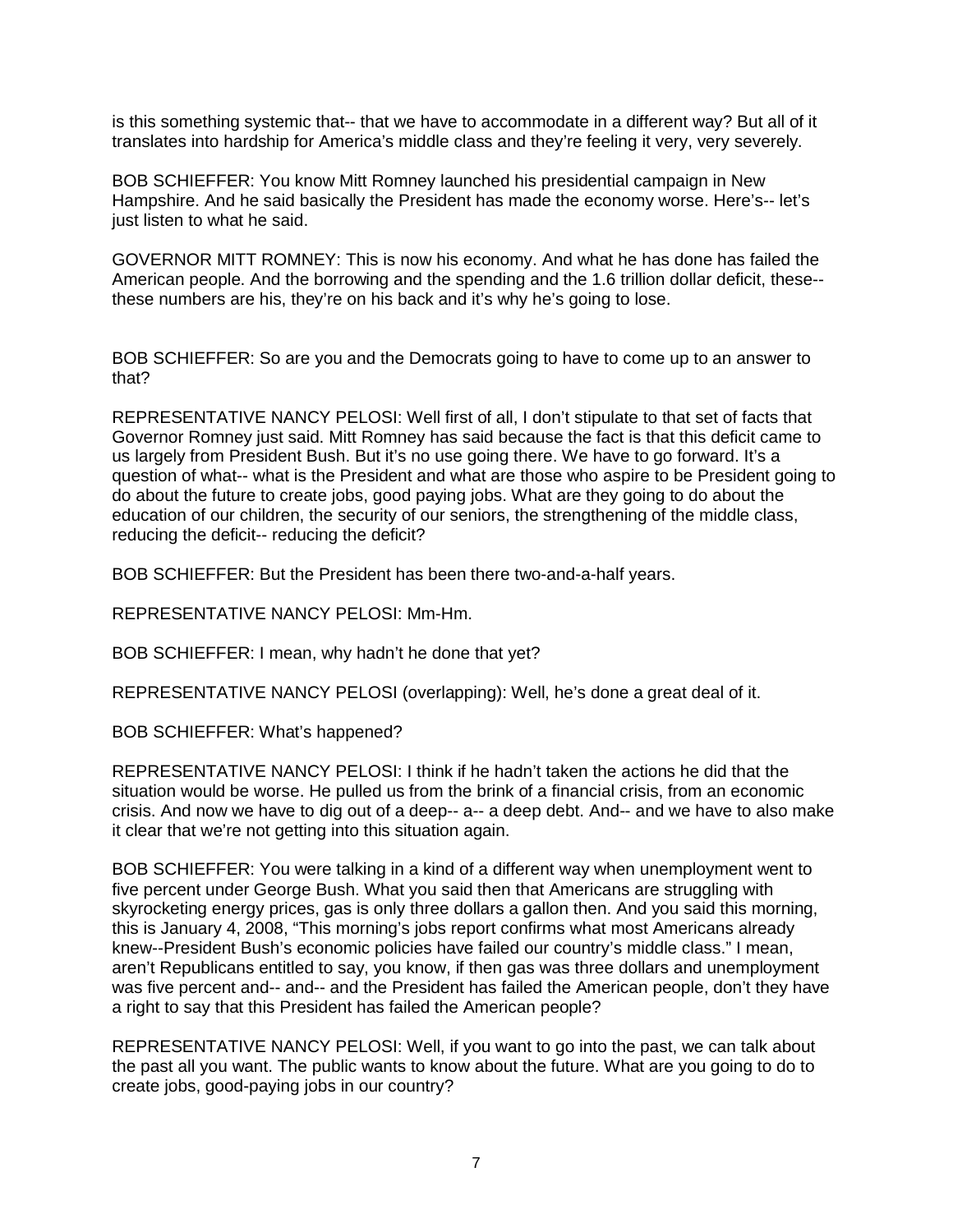is this something systemic that-- that we have to accommodate in a different way? But all of it translates into hardship for America's middle class and they're feeling it very, very severely.

BOB SCHIEFFER: You know Mitt Romney launched his presidential campaign in New Hampshire. And he said basically the President has made the economy worse. Here's-- let's just listen to what he said.

GOVERNOR MITT ROMNEY: This is now his economy. And what he has done has failed the American people. And the borrowing and the spending and the 1.6 trillion dollar deficit, these-- these numbers are his, they're on his back and it's why he's going to lose.

BOB SCHIEFFER: So are you and the Democrats going to have to come up to an answer to that?

REPRESENTATIVE NANCY PELOSI: Well first of all, I don't stipulate to that set of facts that Governor Romney just said. Mitt Romney has said because the fact is that this deficit came to us largely from President Bush. But it's no use going there. We have to go forward. It's a question of what-- what is the President and what are those who aspire to be President going to do about the future to create jobs, good paying jobs. What are they going to do about the education of our children, the security of our seniors, the strengthening of the middle class, reducing the deficit-- reducing the deficit?

BOB SCHIEFFER: But the President has been there two-and-a-half years.

REPRESENTATIVE NANCY PELOSI: Mm-Hm.

BOB SCHIEFFER: I mean, why hadn't he done that yet?

REPRESENTATIVE NANCY PELOSI (overlapping): Well, he's done a great deal of it.

BOB SCHIEFFER: What's happened?

REPRESENTATIVE NANCY PELOSI: I think if he hadn't taken the actions he did that the situation would be worse. He pulled us from the brink of a financial crisis, from an economic crisis. And now we have to dig out of a deep-- a-- a deep debt. And-- and we have to also make it clear that we're not getting into this situation again.

BOB SCHIEFFER: You were talking in a kind of a different way when unemployment went to five percent under George Bush. What you said then that Americans are struggling with skyrocketing energy prices, gas is only three dollars a gallon then. And you said this morning, this is January 4, 2008, "This morning's jobs report confirms what most Americans already knew--President Bush's economic policies have failed our country's middle class." I mean, aren't Republicans entitled to say, you know, if then gas was three dollars and unemployment was five percent and-- and-- and the President has failed the American people, don't they have a right to say that this President has failed the American people?

REPRESENTATIVE NANCY PELOSI: Well, if you want to go into the past, we can talk about the past all you want. The public wants to know about the future. What are you going to do to create jobs, good-paying jobs in our country?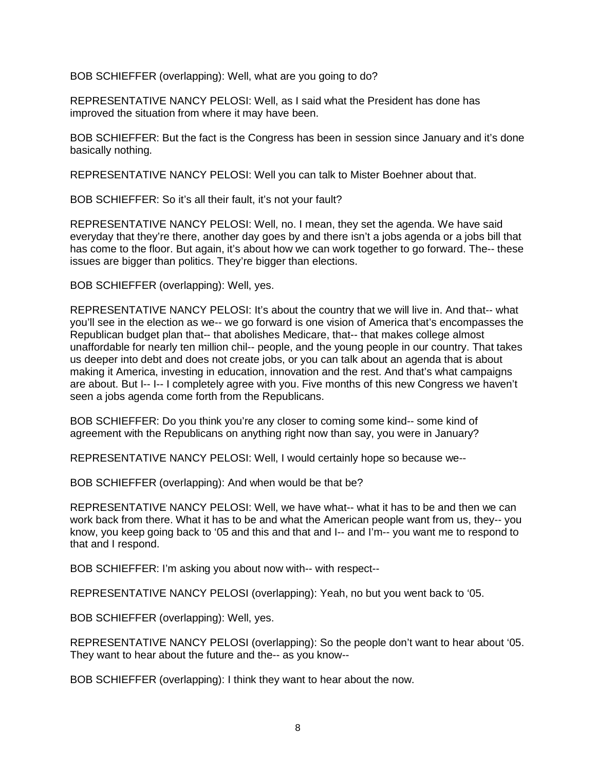BOB SCHIEFFER (overlapping): Well, what are you going to do?

REPRESENTATIVE NANCY PELOSI: Well, as I said what the President has done has improved the situation from where it may have been.

BOB SCHIEFFER: But the fact is the Congress has been in session since January and it's done basically nothing.

REPRESENTATIVE NANCY PELOSI: Well you can talk to Mister Boehner about that.

BOB SCHIEFFER: So it's all their fault, it's not your fault?

REPRESENTATIVE NANCY PELOSI: Well, no. I mean, they set the agenda. We have said everyday that they're there, another day goes by and there isn't a jobs agenda or a jobs bill that has come to the floor. But again, it's about how we can work together to go forward. The-- these issues are bigger than politics. They're bigger than elections.

BOB SCHIEFFER (overlapping): Well, yes.

REPRESENTATIVE NANCY PELOSI: It's about the country that we will live in. And that-- what you'll see in the election as we-- we go forward is one vision of America that's encompasses the Republican budget plan that-- that abolishes Medicare, that-- that makes college almost unaffordable for nearly ten million chil-- people, and the young people in our country. That takes us deeper into debt and does not create jobs, or you can talk about an agenda that is about making it America, investing in education, innovation and the rest. And that's what campaigns are about. But I-- I-- I completely agree with you. Five months of this new Congress we haven't seen a jobs agenda come forth from the Republicans.

BOB SCHIEFFER: Do you think you're any closer to coming some kind-- some kind of agreement with the Republicans on anything right now than say, you were in January?

REPRESENTATIVE NANCY PELOSI: Well, I would certainly hope so because we--

BOB SCHIEFFER (overlapping): And when would be that be?

REPRESENTATIVE NANCY PELOSI: Well, we have what-- what it has to be and then we can work back from there. What it has to be and what the American people want from us, they-- you know, you keep going back to '05 and this and that and I-- and I'm-- you want me to respond to that and I respond.

BOB SCHIEFFER: I'm asking you about now with-- with respect--

REPRESENTATIVE NANCY PELOSI (overlapping): Yeah, no but you went back to '05.

BOB SCHIEFFER (overlapping): Well, yes.

REPRESENTATIVE NANCY PELOSI (overlapping): So the people don't want to hear about '05. They want to hear about the future and the-- as you know--

BOB SCHIEFFER (overlapping): I think they want to hear about the now.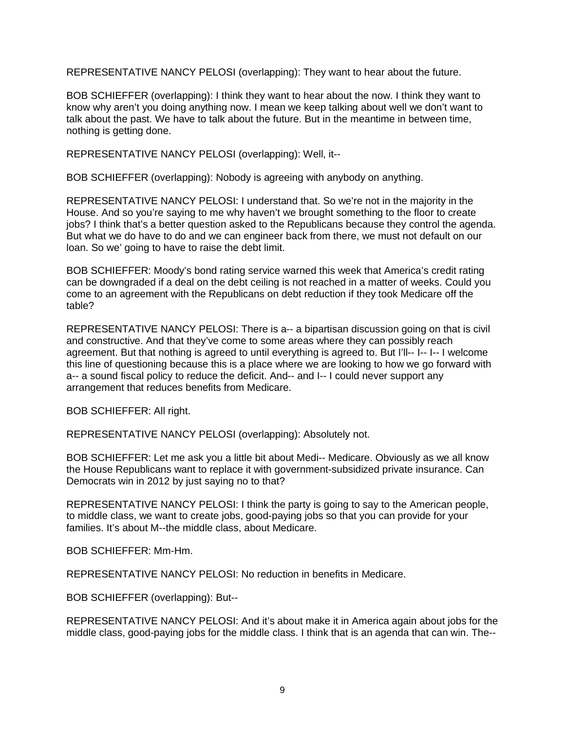REPRESENTATIVE NANCY PELOSI (overlapping): They want to hear about the future.

BOB SCHIEFFER (overlapping): I think they want to hear about the now. I think they want to know why aren't you doing anything now. I mean we keep talking about well we don't want to talk about the past. We have to talk about the future. But in the meantime in between time, nothing is getting done.

REPRESENTATIVE NANCY PELOSI (overlapping): Well, it--

BOB SCHIEFFER (overlapping): Nobody is agreeing with anybody on anything.

REPRESENTATIVE NANCY PELOSI: I understand that. So we're not in the majority in the House. And so you're saying to me why haven't we brought something to the floor to create jobs? I think that's a better question asked to the Republicans because they control the agenda. But what we do have to do and we can engineer back from there, we must not default on our loan. So we' going to have to raise the debt limit.

BOB SCHIEFFER: Moody's bond rating service warned this week that America's credit rating can be downgraded if a deal on the debt ceiling is not reached in a matter of weeks. Could you come to an agreement with the Republicans on debt reduction if they took Medicare off the table?

REPRESENTATIVE NANCY PELOSI: There is a-- a bipartisan discussion going on that is civil and constructive. And that they've come to some areas where they can possibly reach agreement. But that nothing is agreed to until everything is agreed to. But I'll-- I-- I-- I welcome this line of questioning because this is a place where we are looking to how we go forward with a-- a sound fiscal policy to reduce the deficit. And-- and I-- I could never support any arrangement that reduces benefits from Medicare.

BOB SCHIEFFER: All right.

REPRESENTATIVE NANCY PELOSI (overlapping): Absolutely not.

BOB SCHIEFFER: Let me ask you a little bit about Medi-- Medicare. Obviously as we all know the House Republicans want to replace it with government-subsidized private insurance. Can Democrats win in 2012 by just saying no to that?

REPRESENTATIVE NANCY PELOSI: I think the party is going to say to the American people, to middle class, we want to create jobs, good-paying jobs so that you can provide for your families. It's about M--the middle class, about Medicare.

BOB SCHIEFFER: Mm-Hm.

REPRESENTATIVE NANCY PELOSI: No reduction in benefits in Medicare.

BOB SCHIEFFER (overlapping): But--

REPRESENTATIVE NANCY PELOSI: And it's about make it in America again about jobs for the middle class, good-paying jobs for the middle class. I think that is an agenda that can win. The--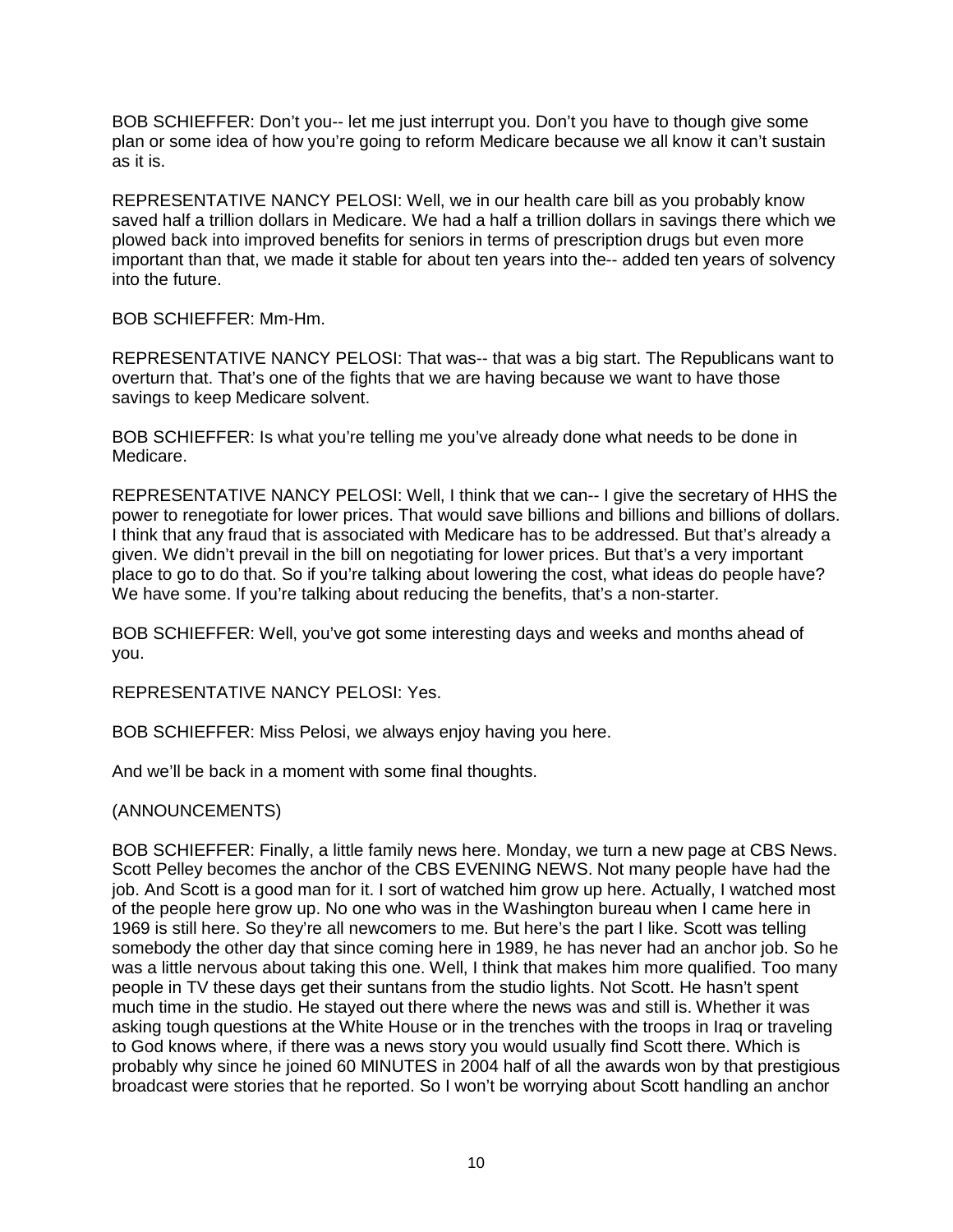BOB SCHIEFFER: Don't you-- let me just interrupt you. Don't you have to though give some plan or some idea of how you're going to reform Medicare because we all know it can't sustain as it is.

REPRESENTATIVE NANCY PELOSI: Well, we in our health care bill as you probably know saved half a trillion dollars in Medicare. We had a half a trillion dollars in savings there which we plowed back into improved benefits for seniors in terms of prescription drugs but even more important than that, we made it stable for about ten years into the-- added ten years of solvency into the future.

BOB SCHIEFFER: Mm-Hm.

REPRESENTATIVE NANCY PELOSI: That was-- that was a big start. The Republicans want to overturn that. That's one of the fights that we are having because we want to have those savings to keep Medicare solvent.

BOB SCHIEFFER: Is what you're telling me you've already done what needs to be done in Medicare.

REPRESENTATIVE NANCY PELOSI: Well, I think that we can-- I give the secretary of HHS the power to renegotiate for lower prices. That would save billions and billions and billions of dollars. I think that any fraud that is associated with Medicare has to be addressed. But that's already a given. We didn't prevail in the bill on negotiating for lower prices. But that's a very important place to go to do that. So if you're talking about lowering the cost, what ideas do people have? We have some. If you're talking about reducing the benefits, that's a non-starter.

BOB SCHIEFFER: Well, you've got some interesting days and weeks and months ahead of you.

REPRESENTATIVE NANCY PELOSI: Yes.

BOB SCHIEFFER: Miss Pelosi, we always enjoy having you here.

And we'll be back in a moment with some final thoughts.

(ANNOUNCEMENTS)

BOB SCHIEFFER: Finally, a little family news here. Monday, we turn a new page at CBS News. Scott Pelley becomes the anchor of the CBS EVENING NEWS. Not many people have had the job. And Scott is a good man for it. I sort of watched him grow up here. Actually, I watched most of the people here grow up. No one who was in the Washington bureau when I came here in 1969 is still here. So they're all newcomers to me. But here's the part I like. Scott was telling somebody the other day that since coming here in 1989, he has never had an anchor job. So he was a little nervous about taking this one. Well, I think that makes him more qualified. Too many people in TV these days get their suntans from the studio lights. Not Scott. He hasn't spent much time in the studio. He stayed out there where the news was and still is. Whether it was asking tough questions at the White House or in the trenches with the troops in Iraq or traveling to God knows where, if there was a news story you would usually find Scott there. Which is probably why since he joined 60 MINUTES in 2004 half of all the awards won by that prestigious broadcast were stories that he reported. So I won't be worrying about Scott handling an anchor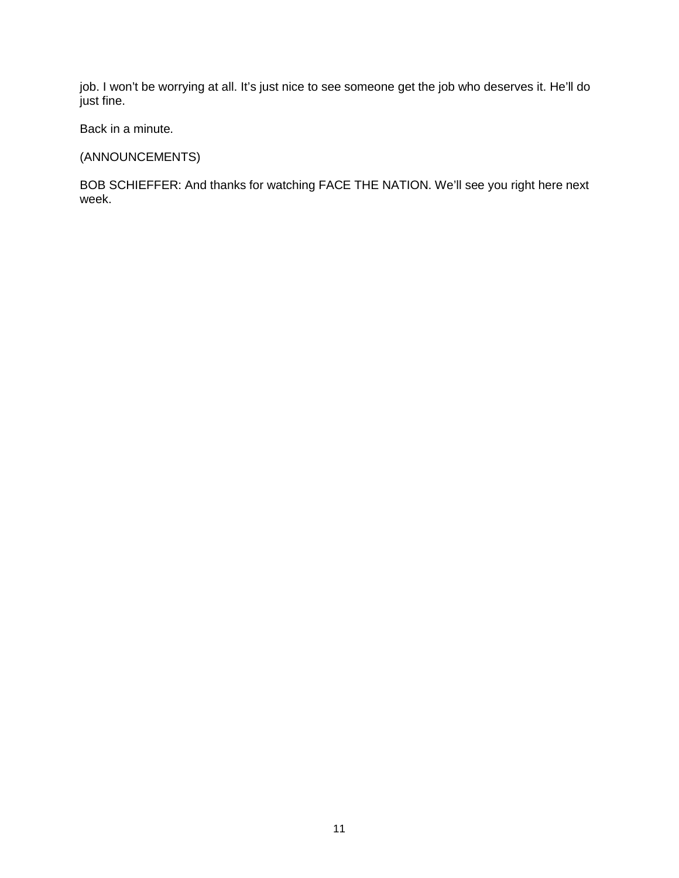job. I won't be worrying at all. It's just nice to see someone get the job who deserves it. He'll do just fine.

Back in a minute.

(ANNOUNCEMENTS)

BOB SCHIEFFER: And thanks for watching FACE THE NATION. We'll see you right here next week.